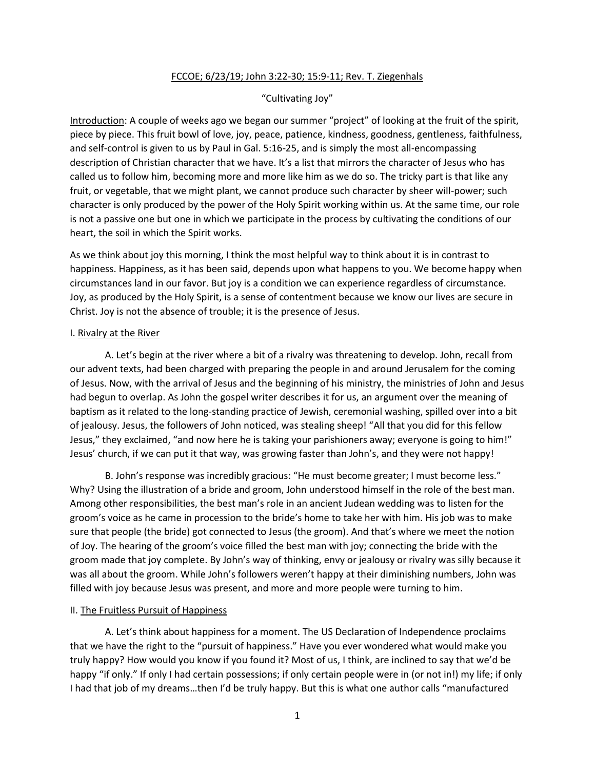FCCOE; 6/23/19; John 3:22-30; 15:9-11; Rev. T. Ziegenhals

"Cultivating Joy"

Introduction: A couple of weeks ago we began our summer "project" of looking at the fruit of the spirit, piece by piece. This fruit bowl of love, joy, peace, patience, kindness, goodness, gentleness, faithfulness, and self-control is given to us by Paul in Gal. 5:16-25, and is simply the most all-encompassing description of Christian character that we have. It's a list that mirrors the character of Jesus who has called us to follow him, becoming more and more like him as we do so. The tricky part is that like any fruit, or vegetable, that we might plant, we cannot produce such character by sheer will-power; such character is only produced by the power of the Holy Spirit working within us. At the same time, our role is not a passive one but one in which we participate in the process by cultivating the conditions of our heart, the soil in which the Spirit works.

As we think about joy this morning, I think the most helpful way to think about it is in contrast to happiness. Happiness, as it has been said, depends upon what happens to you. We become happy when circumstances land in our favor. But joy is a condition we can experience regardless of circumstance. Joy, as produced by the Holy Spirit, is a sense of contentment because we know our lives are secure in Christ. Joy is not the absence of trouble; it is the presence of Jesus.

I. Rivalry at the River

A. Let's begin at the river where a bit of a rivalry was threatening to develop. John, recall from our advent texts, had been charged with preparing the people in and around Jerusalem for the coming of Jesus. Now, with the arrival of Jesus and the beginning of his ministry, the ministries of John and Jesus had begun to overlap. As John the gospel writer describes it for us, an argument over the meaning of baptism as it related to the long-standing practice of Jewish, ceremonial washing, spilled over into a bit of jealousy. Jesus, the followers of John noticed, was stealing sheep! "All that you did for this fellow Jesus," they exclaimed, "and now here he is taking your parishioners away; everyone is going to him!" Jesus' church, if we can put it that way, was growing faster than John's, and they were not happy!

B. John's response was incredibly gracious: "He must become greater; I must become less." Why? Using the illustration of a bride and groom, John understood himself in the role of the best man. Among other responsibilities, the best man's role in an ancient Judean wedding was to listen for the groom's voice as he came in procession to the bride's home to take her with him. His job was to make sure that people (the bride) got connected to Jesus (the groom). And that's where we meet the notion of Joy. The hearing of the groom's voice filled the best man with joy; connecting the bride with the groom made that joy complete. By John's way of thinking, envy or jealousy or rivalry was silly because it was all about the groom. While John's followers weren't happy at their diminishing numbers, John was filled with joy because Jesus was present, and more and more people were turning to him.

II. The Fruitless Pursuit of Happiness

A. Let's think about happiness for a moment. The US Declaration of Independence proclaims that we have the right to the "pursuit of happiness." Have you ever wondered what would make you truly happy? How would you know if you found it? Most of us, I think, are inclined to say that we'd be happy "if only." If only I had certain possessions; if only certain people were in (or not in!) my life; if only I had that job of my dreams…then I'd be truly happy. But this is what one author calls "manufactured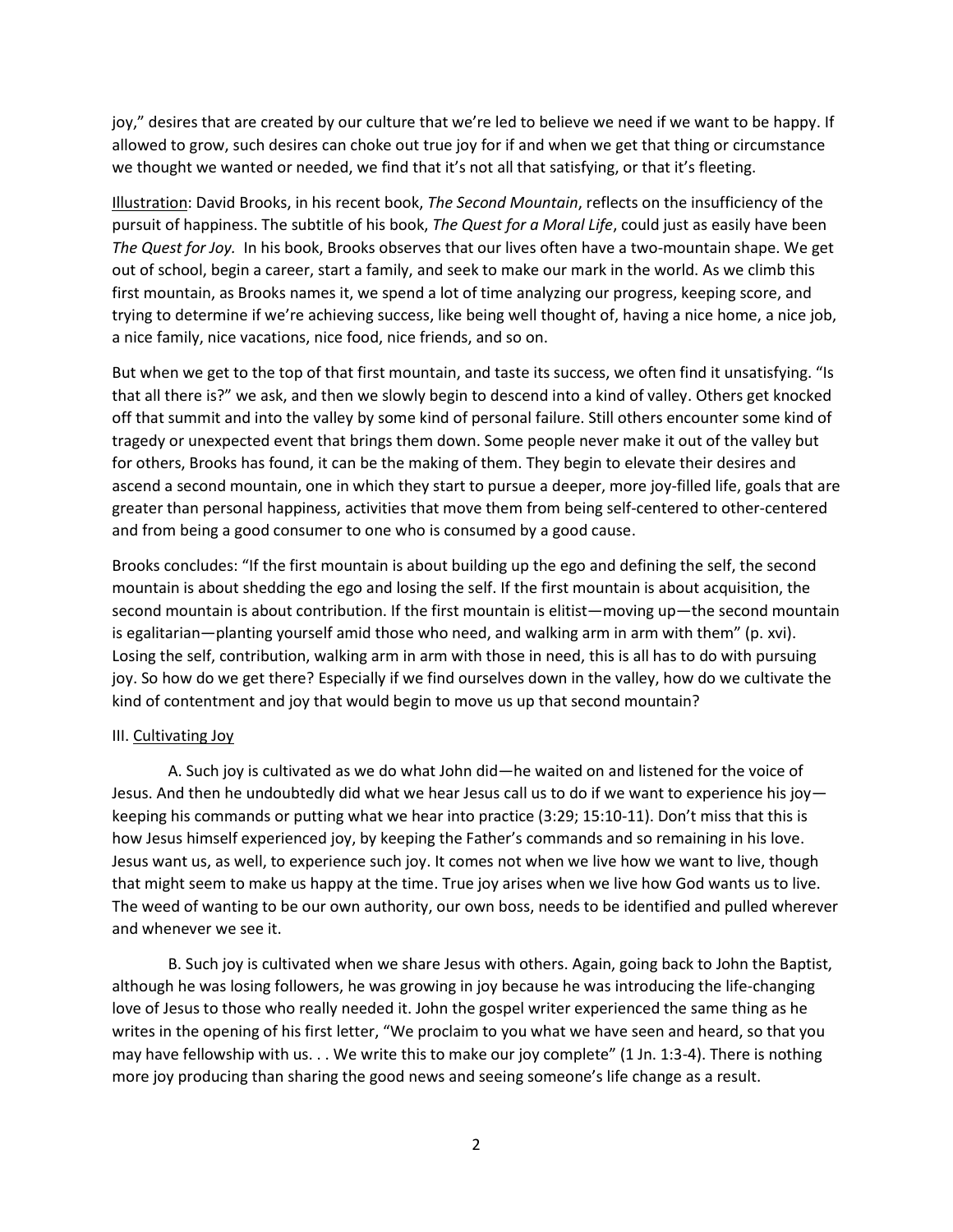joy," desires that are created by our culture that we're led to believe we need if we want to be happy. If allowed to grow, such desires can choke out true joy for if and when we get that thing or circumstance we thought we wanted or needed, we find that it's not all that satisfying, or that it's fleeting.

Illustration: David Brooks, in his recent book, *The Second Mountain*, reflects on the insufficiency of the pursuit of happiness. The subtitle of his book, *The Quest for a Moral Life*, could just as easily have been *The Quest for Joy.* In his book, Brooks observes that our lives often have a two-mountain shape. We get out of school, begin a career, start a family, and seek to make our mark in the world. As we climb this first mountain, as Brooks names it, we spend a lot of time analyzing our progress, keeping score, and trying to determine if we're achieving success, like being well thought of, having a nice home, a nice job, a nice family, nice vacations, nice food, nice friends, and so on.

But when we get to the top of that first mountain, and taste its success, we often find it unsatisfying. "Is that all there is?" we ask, and then we slowly begin to descend into a kind of valley. Others get knocked off that summit and into the valley by some kind of personal failure. Still others encounter some kind of tragedy or unexpected event that brings them down. Some people never make it out of the valley but for others, Brooks has found, it can be the making of them. They begin to elevate their desires and ascend a second mountain, one in which they start to pursue a deeper, more joy-filled life, goals that are greater than personal happiness, activities that move them from being self-centered to other-centered and from being a good consumer to one who is consumed by a good cause.

Brooks concludes: "If the first mountain is about building up the ego and defining the self, the second mountain is about shedding the ego and losing the self. If the first mountain is about acquisition, the second mountain is about contribution. If the first mountain is elitist—moving up—the second mountain is egalitarian—planting yourself amid those who need, and walking arm in arm with them" (p. xvi). Losing the self, contribution, walking arm in arm with those in need, this is all has to do with pursuing joy. So how do we get there? Especially if we find ourselves down in the valley, how do we cultivate the kind of contentment and joy that would begin to move us up that second mountain?

III. Cultivating Joy

A. Such joy is cultivated as we do what John did—he waited on and listened for the voice of Jesus. And then he undoubtedly did what we hear Jesus call us to do if we want to experience his joy—keeping his commands or putting what we hear into practice (3:29; 15:10-11). Don't miss that this is how Jesus himself experienced joy, by keeping the Father's commands and so remaining in his love. Jesus want us, as well, to experience such joy. It comes not when we live how we want to live, though that might seem to make us happy at the time. True joy arises when we live how God wants us to live. The weed of wanting to be our own authority, our own boss, needs to be identified and pulled wherever and whenever we see it.

B. Such joy is cultivated when we share Jesus with others. Again, going back to John the Baptist, although he was losing followers, he was growing in joy because he was introducing the life-changing love of Jesus to those who really needed it. John the gospel writer experienced the same thing as he writes in the opening of his first letter, "We proclaim to you what we have seen and heard, so that you may have fellowship with us. . . We write this to make our joy complete" (1 Jn. 1:3-4). There is nothing more joy producing than sharing the good news and seeing someone's life change as a result.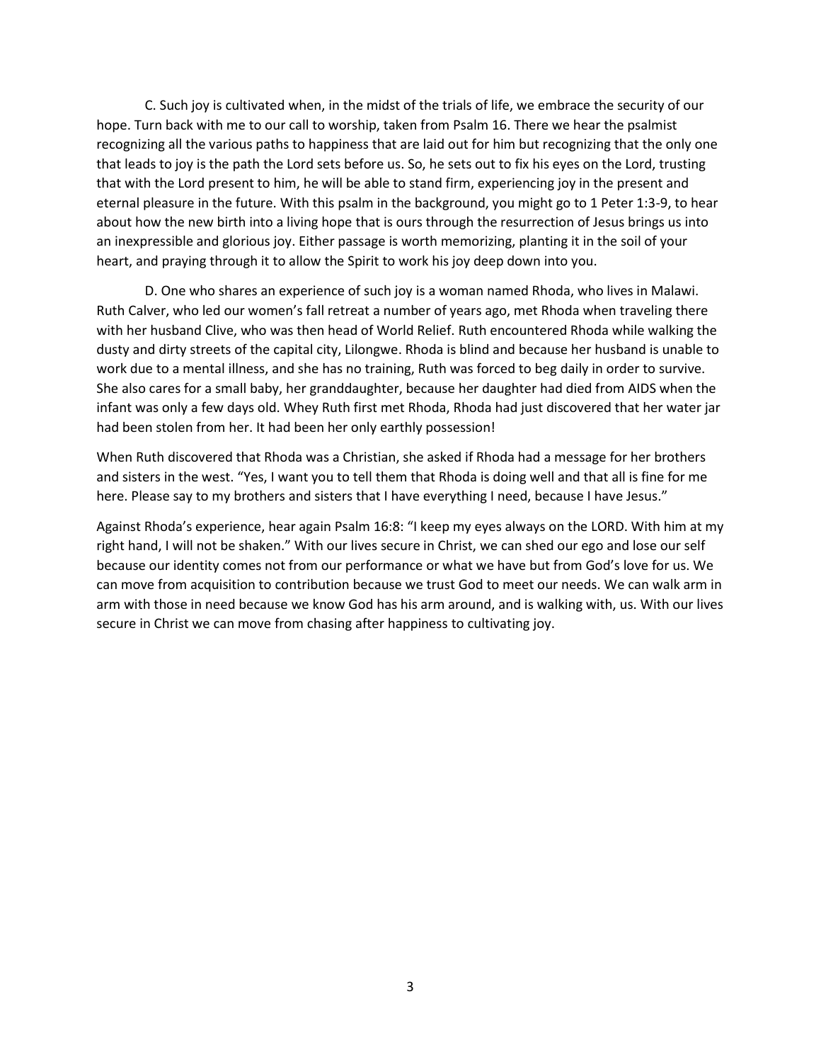C. Such joy is cultivated when, in the midst of the trials of life, we embrace the security of our hope. Turn back with me to our call to worship, taken from Psalm 16. There we hear the psalmist recognizing all the various paths to happiness that are laid out for him but recognizing that the only one that leads to joy is the path the Lord sets before us. So, he sets out to fix his eyes on the Lord, trusting that with the Lord present to him, he will be able to stand firm, experiencing joy in the present and eternal pleasure in the future. With this psalm in the background, you might go to 1 Peter 1:3-9, to hear about how the new birth into a living hope that is ours through the resurrection of Jesus brings us into an inexpressible and glorious joy. Either passage is worth memorizing, planting it in the soil of your heart, and praying through it to allow the Spirit to work his joy deep down into you.

D. One who shares an experience of such joy is a woman named Rhoda, who lives in Malawi. Ruth Calver, who led our women's fall retreat a number of years ago, met Rhoda when traveling there with her husband Clive, who was then head of World Relief. Ruth encountered Rhoda while walking the dusty and dirty streets of the capital city, Lilongwe. Rhoda is blind and because her husband is unable to work due to a mental illness, and she has no training, Ruth was forced to beg daily in order to survive. She also cares for a small baby, her granddaughter, because her daughter had died from AIDS when the infant was only a few days old. Whey Ruth first met Rhoda, Rhoda had just discovered that her water jar had been stolen from her. It had been her only earthly possession!

When Ruth discovered that Rhoda was a Christian, she asked if Rhoda had a message for her brothers and sisters in the west. "Yes, I want you to tell them that Rhoda is doing well and that all is fine for me here. Please say to my brothers and sisters that I have everything I need, because I have Jesus."

Against Rhoda's experience, hear again Psalm 16:8: "I keep my eyes always on the LORD. With him at my right hand, I will not be shaken." With our lives secure in Christ, we can shed our ego and lose our self because our identity comes not from our performance or what we have but from God's love for us. We can move from acquisition to contribution because we trust God to meet our needs. We can walk arm in arm with those in need because we know God has his arm around, and is walking with, us. With our lives secure in Christ we can move from chasing after happiness to cultivating joy.